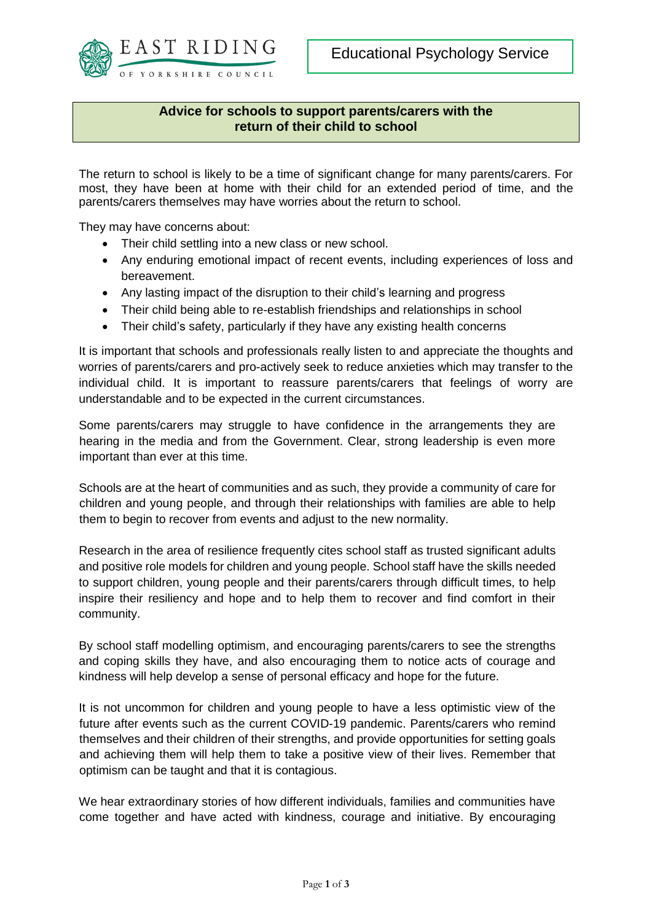EAST RIDING OF YORKSHIRE COUNCIL

Educational Psychology Service

# Advice for schools to support parents/carers with the return of their child to school

The return to school is likely to be a time of significant change for many parents/carers. For most, they have been at home with their child for an extended period of time, and the parents/carers themselves may have worries about the return to school.

They may have concerns about:

- Their child settling into a new class or new school.
- Any enduring emotional impact of recent events, including experiences of loss and bereavement.
- Any lasting impact of the disruption to their child's learning and progress
- Their child being able to re-establish friendships and relationships in school
- Their child's safety, particularly if they have any existing health concerns

It is important that schools and professionals really listen to and appreciate the thoughts and worries of parents/carers and pro-actively seek to reduce anxieties which may transfer to the individual child. It is important to reassure parents/carers that feelings of worry are understandable and to be expected in the current circumstances.

Some parents/carers may struggle to have confidence in the arrangements they are hearing in the media and from the Government. Clear, strong leadership is even more important than ever at this time.

Schools are at the heart of communities and as such, they provide a community of care for children and young people, and through their relationships with families are able to help them to begin to recover from events and adjust to the new normality.

Research in the area of resilience frequently cites school staff as trusted significant adults and positive role models for children and young people. School staff have the skills needed to support children, young people and their parents/carers through difficult times, to help inspire their resiliency and hope and to help them to recover and find comfort in their community.

By school staff modelling optimism, and encouraging parents/carers to see the strengths and coping skills they have, and also encouraging them to notice acts of courage and kindness will help develop a sense of personal efficacy and hope for the future.

It is not uncommon for children and young people to have a less optimistic view of the future after events such as the current COVID-19 pandemic. Parents/carers who remind themselves and their children of their strengths, and provide opportunities for setting goals and achieving them will help them to take a positive view of their lives. Remember that optimism can be taught and that it is contagious.

We hear extraordinary stories of how different individuals, families and communities have come together and have acted with kindness, courage and initiative. By encouraging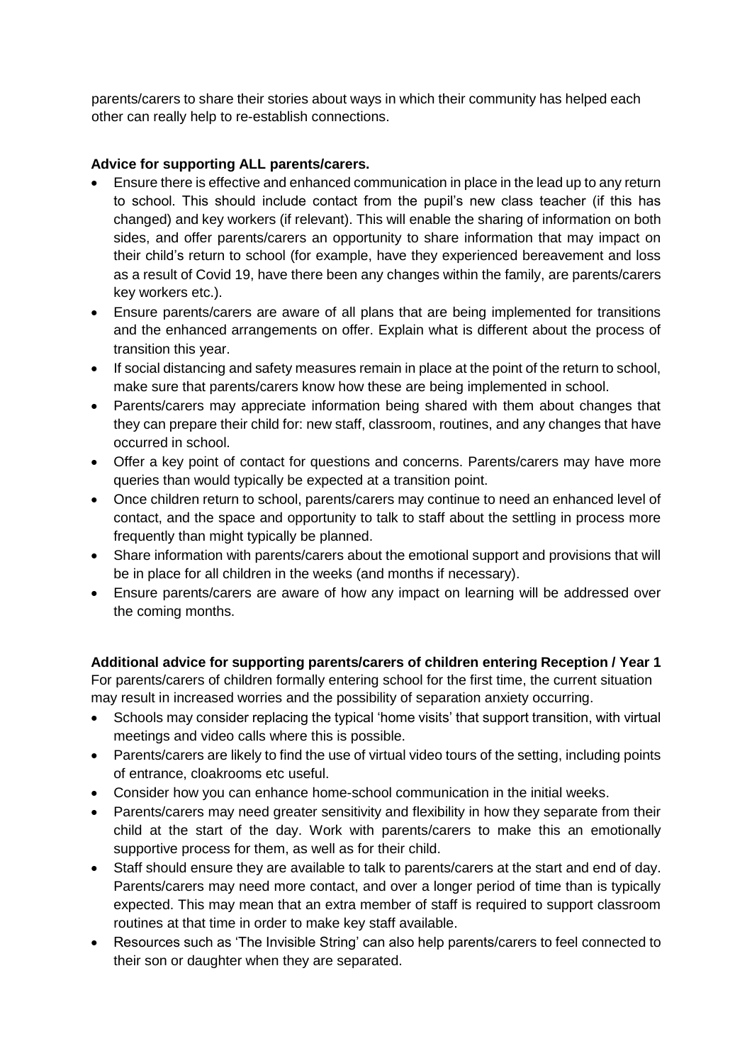parents/carers to share their stories about ways in which their community has helped each other can really help to re-establish connections.

**Advice for supporting ALL parents/carers.**

- Ensure there is effective and enhanced communication in place in the lead up to any return to school. This should include contact from the pupil's new class teacher (if this has changed) and key workers (if relevant). This will enable the sharing of information on both sides, and offer parents/carers an opportunity to share information that may impact on their child's return to school (for example, have they experienced bereavement and loss as a result of Covid 19, have there been any changes within the family, are parents/carers key workers etc.).
- Ensure parents/carers are aware of all plans that are being implemented for transitions and the enhanced arrangements on offer. Explain what is different about the process of transition this year.
- If social distancing and safety measures remain in place at the point of the return to school, make sure that parents/carers know how these are being implemented in school.
- Parents/carers may appreciate information being shared with them about changes that they can prepare their child for: new staff, classroom, routines, and any changes that have occurred in school.
- Offer a key point of contact for questions and concerns. Parents/carers may have more queries than would typically be expected at a transition point.
- Once children return to school, parents/carers may continue to need an enhanced level of contact, and the space and opportunity to talk to staff about the settling in process more frequently than might typically be planned.
- Share information with parents/carers about the emotional support and provisions that will be in place for all children in the weeks (and months if necessary).
- Ensure parents/carers are aware of how any impact on learning will be addressed over the coming months.

**Additional advice for supporting parents/carers of children entering Reception / Year 1**

For parents/carers of children formally entering school for the first time, the current situation may result in increased worries and the possibility of separation anxiety occurring.

- Schools may consider replacing the typical 'home visits' that support transition, with virtual meetings and video calls where this is possible.
- Parents/carers are likely to find the use of virtual video tours of the setting, including points of entrance, cloakrooms etc useful.
- Consider how you can enhance home-school communication in the initial weeks.
- Parents/carers may need greater sensitivity and flexibility in how they separate from their child at the start of the day. Work with parents/carers to make this an emotionally supportive process for them, as well as for their child.
- Staff should ensure they are available to talk to parents/carers at the start and end of day. Parents/carers may need more contact, and over a longer period of time than is typically expected. This may mean that an extra member of staff is required to support classroom routines at that time in order to make key staff available.
- Resources such as 'The Invisible String' can also help parents/carers to feel connected to their son or daughter when they are separated.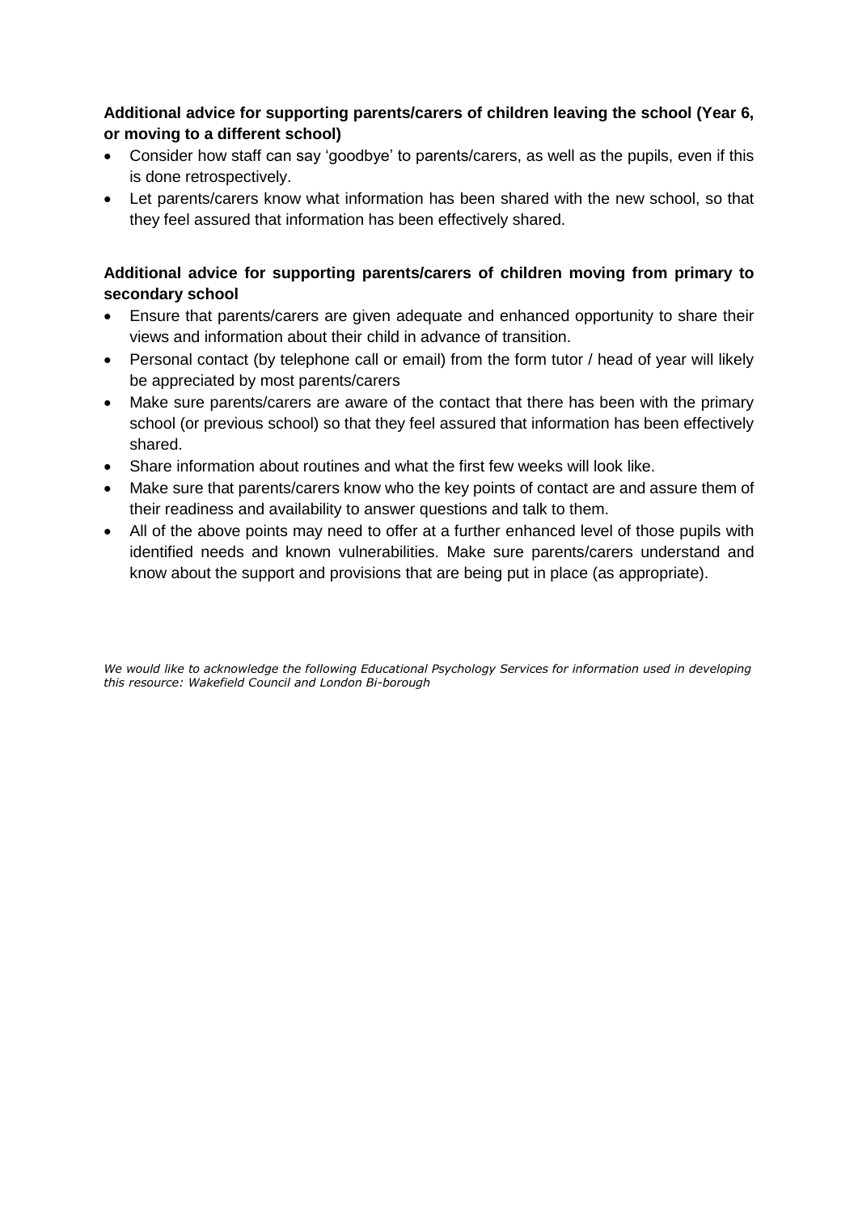**Additional advice for supporting parents/carers of children leaving the school (Year 6, or moving to a different school)**

- Consider how staff can say 'goodbye' to parents/carers, as well as the pupils, even if this is done retrospectively.
- Let parents/carers know what information has been shared with the new school, so that they feel assured that information has been effectively shared.

**Additional advice for supporting parents/carers of children moving from primary to secondary school**

- Ensure that parents/carers are given adequate and enhanced opportunity to share their views and information about their child in advance of transition.
- Personal contact (by telephone call or email) from the form tutor / head of year will likely be appreciated by most parents/carers
- Make sure parents/carers are aware of the contact that there has been with the primary school (or previous school) so that they feel assured that information has been effectively shared.
- Share information about routines and what the first few weeks will look like.
- Make sure that parents/carers know who the key points of contact are and assure them of their readiness and availability to answer questions and talk to them.
- All of the above points may need to offer at a further enhanced level of those pupils with identified needs and known vulnerabilities. Make sure parents/carers understand and know about the support and provisions that are being put in place (as appropriate).

*We would like to acknowledge the following Educational Psychology Services for information used in developing this resource: Wakefield Council and London Bi-borough*